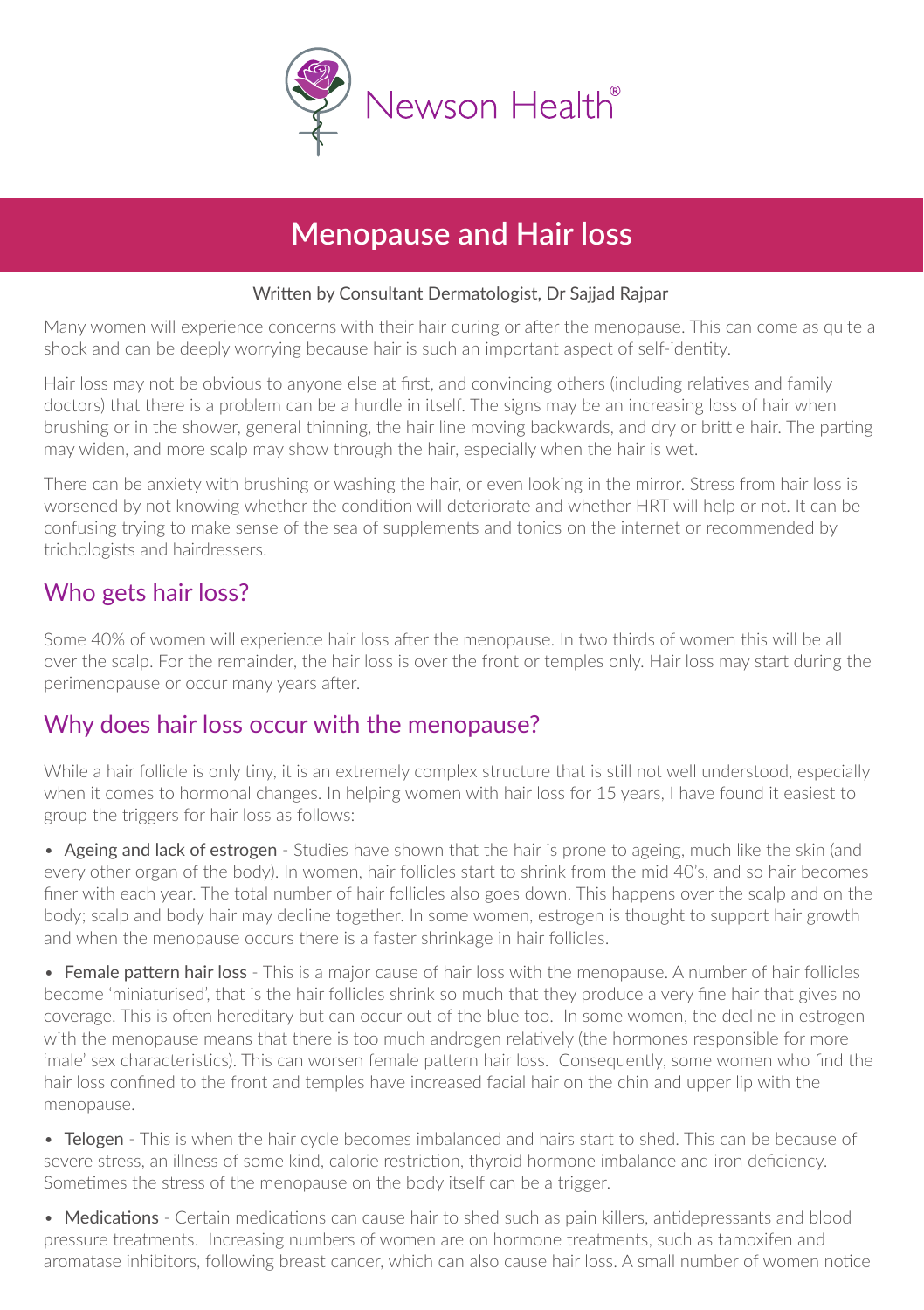Newson Health®

# Menopause and Hair loss

Written by Consultant Dermatologist, Dr Sajjad Rajpar

Many women will experience concerns with their hair during or after the menopause. This can come as quite a shock and can be deeply worrying because hair is such an important aspect of self-identity.

Hair loss may not be obvious to anyone else at first, and convincing others (including relatives and family doctors) that there is a problem can be a hurdle in itself. The signs may be an increasing loss of hair when brushing or in the shower, general thinning, the hair line moving backwards, and dry or brittle hair. The parting may widen, and more scalp may show through the hair, especially when the hair is wet.

There can be anxiety with brushing or washing the hair, or even looking in the mirror. Stress from hair loss is worsened by not knowing whether the condition will deteriorate and whether HRT will help or not. It can be confusing trying to make sense of the sea of supplements and tonics on the internet or recommended by trichologists and hairdressers.

## Who gets hair loss?

Some 40% of women will experience hair loss after the menopause. In two thirds of women this will be all over the scalp. For the remainder, the hair loss is over the front or temples only. Hair loss may start during the perimenopause or occur many years after.

## Why does hair loss occur with the menopause?

While a hair follicle is only tiny, it is an extremely complex structure that is still not well understood, especially when it comes to hormonal changes. In helping women with hair loss for 15 years, I have found it easiest to group the triggers for hair loss as follows:

- **Ageing and lack of estrogen** - Studies have shown that the hair is prone to ageing, much like the skin (and every other organ of the body). In women, hair follicles start to shrink from the mid 40's, and so hair becomes finer with each year. The total number of hair follicles also goes down. This happens over the scalp and on the body; scalp and body hair may decline together. In some women, estrogen is thought to support hair growth and when the menopause occurs there is a faster shrinkage in hair follicles.

- **Female pattern hair loss** - This is a major cause of hair loss with the menopause. A number of hair follicles become 'miniaturised', that is the hair follicles shrink so much that they produce a very fine hair that gives no coverage. This is often hereditary but can occur out of the blue too. In some women, the decline in estrogen with the menopause means that there is too much androgen relatively (the hormones responsible for more 'male' sex characteristics). This can worsen female pattern hair loss. Consequently, some women who find the hair loss confined to the front and temples have increased facial hair on the chin and upper lip with the menopause.

- **Telogen** - This is when the hair cycle becomes imbalanced and hairs start to shed. This can be because of severe stress, an illness of some kind, calorie restriction, thyroid hormone imbalance and iron deficiency. Sometimes the stress of the menopause on the body itself can be a trigger.

- **Medications** - Certain medications can cause hair to shed such as pain killers, antidepressants and blood pressure treatments. Increasing numbers of women are on hormone treatments, such as tamoxifen and aromatase inhibitors, following breast cancer, which can also cause hair loss. A small number of women notice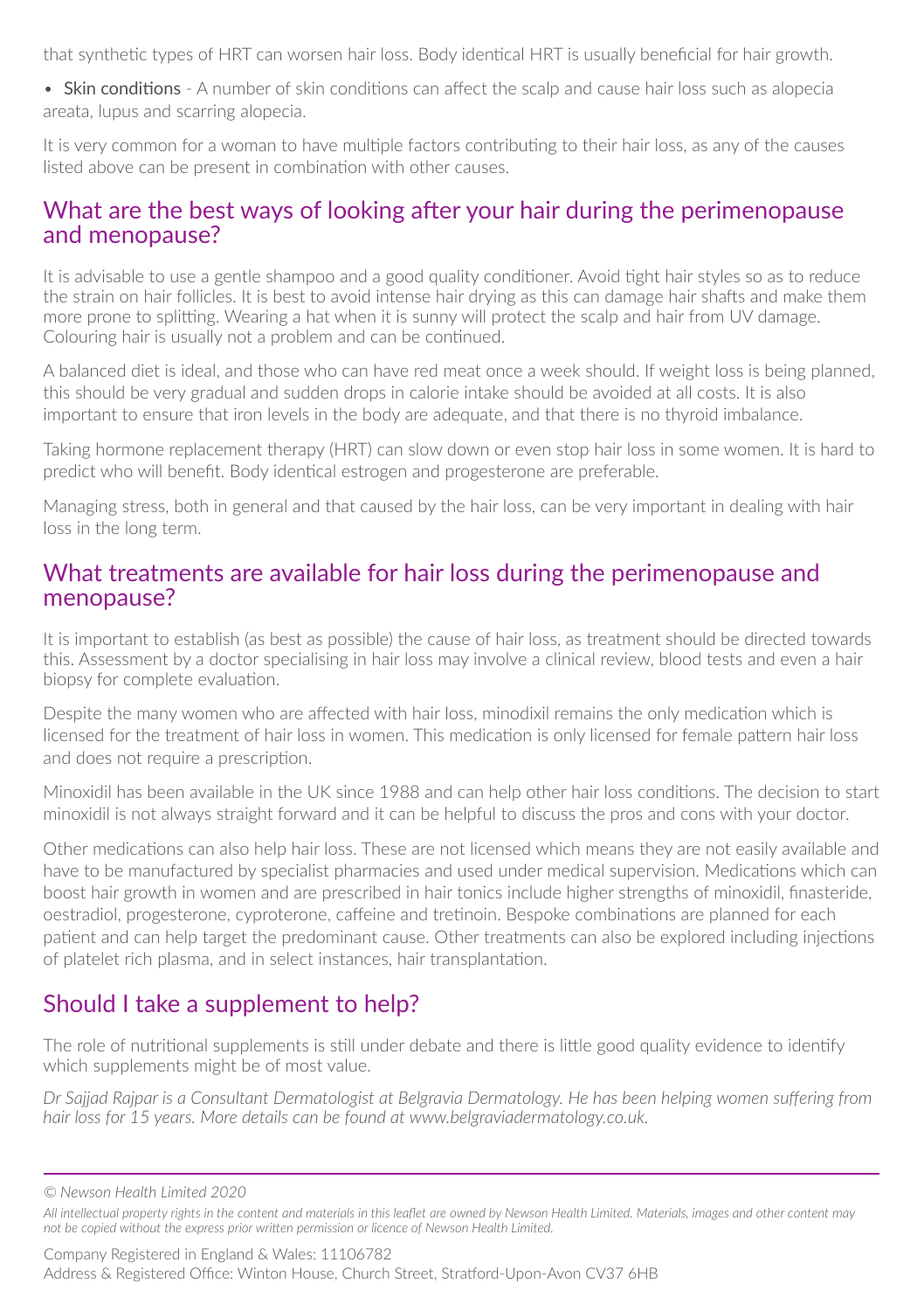that synthetic types of HRT can worsen hair loss. Body identical HRT is usually beneficial for hair growth.

- **Skin conditions** - A number of skin conditions can affect the scalp and cause hair loss such as alopecia areata, lupus and scarring alopecia.

It is very common for a woman to have multiple factors contributing to their hair loss, as any of the causes listed above can be present in combination with other causes.

## What are the best ways of looking after your hair during the perimenopause and menopause?

It is advisable to use a gentle shampoo and a good quality conditioner. Avoid tight hair styles so as to reduce the strain on hair follicles. It is best to avoid intense hair drying as this can damage hair shafts and make them more prone to splitting. Wearing a hat when it is sunny will protect the scalp and hair from UV damage. Colouring hair is usually not a problem and can be continued.

A balanced diet is ideal, and those who can have red meat once a week should. If weight loss is being planned, this should be very gradual and sudden drops in calorie intake should be avoided at all costs. It is also important to ensure that iron levels in the body are adequate, and that there is no thyroid imbalance.

Taking hormone replacement therapy (HRT) can slow down or even stop hair loss in some women. It is hard to predict who will benefit. Body identical estrogen and progesterone are preferable.

Managing stress, both in general and that caused by the hair loss, can be very important in dealing with hair loss in the long term.

## What treatments are available for hair loss during the perimenopause and menopause?

It is important to establish (as best as possible) the cause of hair loss, as treatment should be directed towards this. Assessment by a doctor specialising in hair loss may involve a clinical review, blood tests and even a hair biopsy for complete evaluation.

Despite the many women who are affected with hair loss, minodixil remains the only medication which is licensed for the treatment of hair loss in women. This medication is only licensed for female pattern hair loss and does not require a prescription.

Minoxidil has been available in the UK since 1988 and can help other hair loss conditions. The decision to start minoxidil is not always straight forward and it can be helpful to discuss the pros and cons with your doctor.

Other medications can also help hair loss. These are not licensed which means they are not easily available and have to be manufactured by specialist pharmacies and used under medical supervision. Medications which can boost hair growth in women and are prescribed in hair tonics include higher strengths of minoxidil, finasteride, oestradiol, progesterone, cyproterone, caffeine and tretinoin. Bespoke combinations are planned for each patient and can help target the predominant cause. Other treatments can also be explored including injections of platelet rich plasma, and in select instances, hair transplantation.

## Should I take a supplement to help?

The role of nutritional supplements is still under debate and there is little good quality evidence to identify which supplements might be of most value.

*Dr Sajjad Rajpar is a Consultant Dermatologist at Belgravia Dermatology. He has been helping women suffering from hair loss for 15 years. More details can be found at www.belgraviadermatology.co.uk.*

---

*© Newson Health Limited 2020*

*All intellectual property rights in the content and materials in this leaflet are owned by Newson Health Limited. Materials, images and other content may not be copied without the express prior written permission or licence of Newson Health Limited.*

Company Registered in England & Wales: 11106782
Address & Registered Office: Winton House, Church Street, Stratford-Upon-Avon CV37 6HB